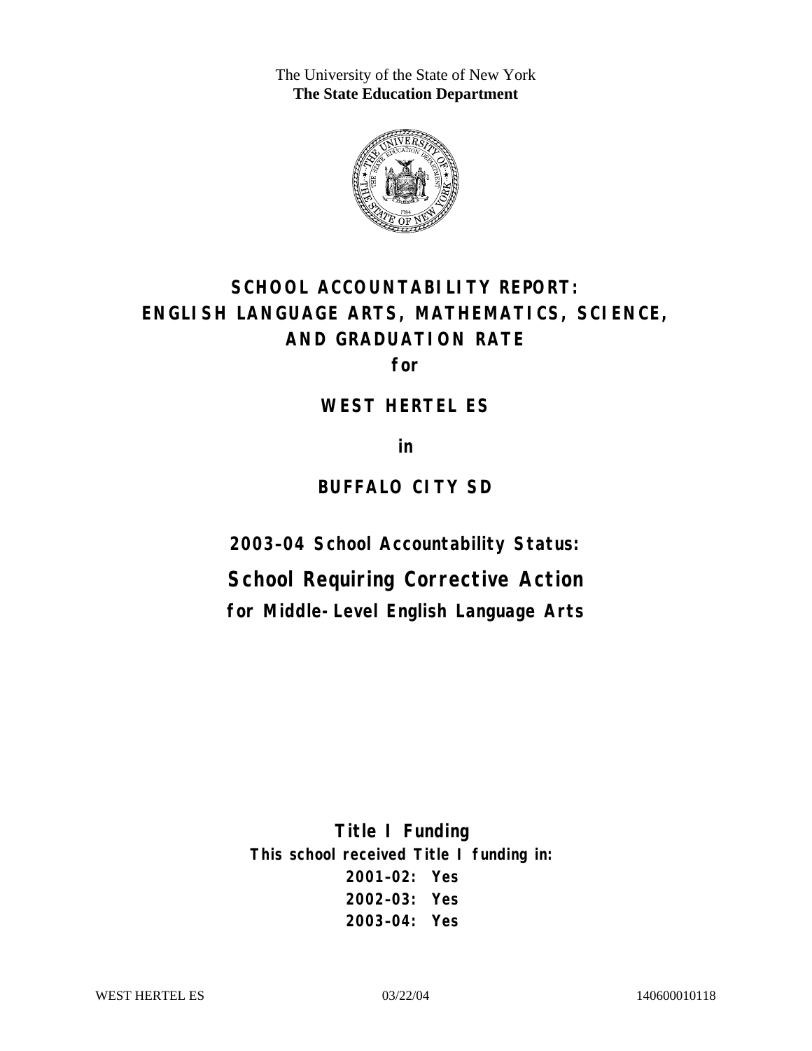The University of the State of New York
**The State Education Department**

# SCHOOL ACCOUNTABILITY REPORT: ENGLISH LANGUAGE ARTS, MATHEMATICS, SCIENCE, AND GRADUATION RATE

**for**

## WEST HERTEL ES

**in**

## BUFFALO CITY SD

### 2003–04 School Accountability Status:

## School Requiring Corrective Action

### for Middle-Level English Language Arts

**Title I Funding**

**This school received Title I funding in:**

**2001–02: Yes**
**2002–03: Yes**
**2003–04: Yes**

WEST HERTEL ES 03/22/04 140600010118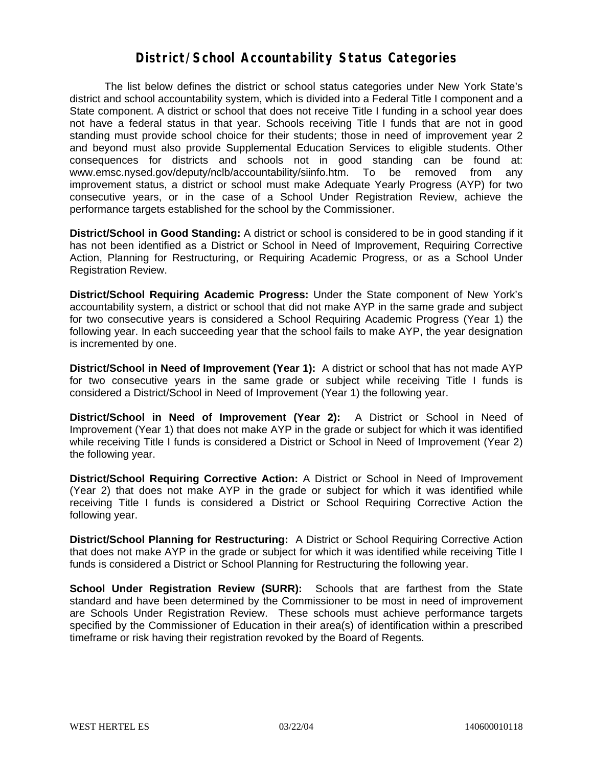# District/School Accountability Status Categories

The list below defines the district or school status categories under New York State's district and school accountability system, which is divided into a Federal Title I component and a State component. A district or school that does not receive Title I funding in a school year does not have a federal status in that year. Schools receiving Title I funds that are not in good standing must provide school choice for their students; those in need of improvement year 2 and beyond must also provide Supplemental Education Services to eligible students. Other consequences for districts and schools not in good standing can be found at: www.emsc.nysed.gov/deputy/nclb/accountability/siinfo.htm. To be removed from any improvement status, a district or school must make Adequate Yearly Progress (AYP) for two consecutive years, or in the case of a School Under Registration Review, achieve the performance targets established for the school by the Commissioner.

**District/School in Good Standing:** A district or school is considered to be in good standing if it has not been identified as a District or School in Need of Improvement, Requiring Corrective Action, Planning for Restructuring, or Requiring Academic Progress, or as a School Under Registration Review.

**District/School Requiring Academic Progress:** Under the State component of New York's accountability system, a district or school that did not make AYP in the same grade and subject for two consecutive years is considered a School Requiring Academic Progress (Year 1) the following year. In each succeeding year that the school fails to make AYP, the year designation is incremented by one.

**District/School in Need of Improvement (Year 1):** A district or school that has not made AYP for two consecutive years in the same grade or subject while receiving Title I funds is considered a District/School in Need of Improvement (Year 1) the following year.

**District/School in Need of Improvement (Year 2):** A District or School in Need of Improvement (Year 1) that does not make AYP in the grade or subject for which it was identified while receiving Title I funds is considered a District or School in Need of Improvement (Year 2) the following year.

**District/School Requiring Corrective Action:** A District or School in Need of Improvement (Year 2) that does not make AYP in the grade or subject for which it was identified while receiving Title I funds is considered a District or School Requiring Corrective Action the following year.

**District/School Planning for Restructuring:** A District or School Requiring Corrective Action that does not make AYP in the grade or subject for which it was identified while receiving Title I funds is considered a District or School Planning for Restructuring the following year.

**School Under Registration Review (SURR):** Schools that are farthest from the State standard and have been determined by the Commissioner to be most in need of improvement are Schools Under Registration Review. These schools must achieve performance targets specified by the Commissioner of Education in their area(s) of identification within a prescribed timeframe or risk having their registration revoked by the Board of Regents.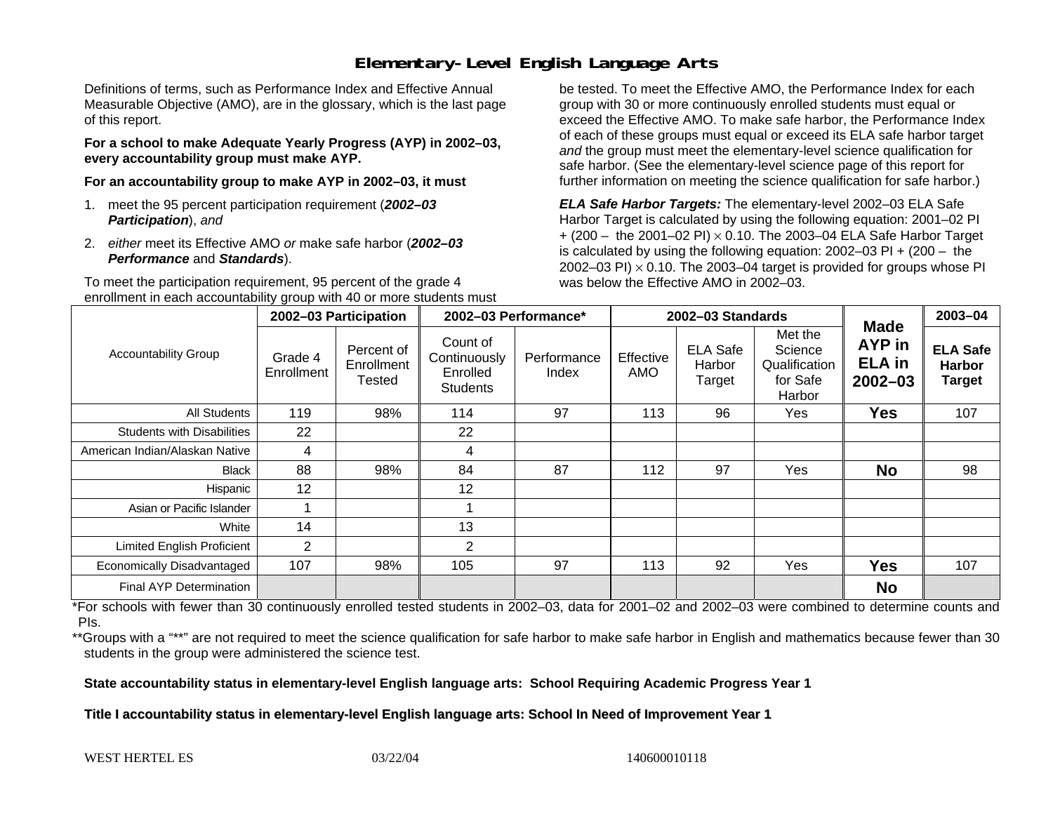# Elementary-Level English Language Arts

Definitions of terms, such as Performance Index and Effective Annual Measurable Objective (AMO), are in the glossary, which is the last page of this report.

**For a school to make Adequate Yearly Progress (AYP) in 2002–03, every accountability group must make AYP.**

**For an accountability group to make AYP in 2002–03, it must**

1. meet the 95 percent participation requirement (***2002–03 Participation***), *and*
2. *either* meet its Effective AMO *or* make safe harbor (***2002–03 Performance*** and ***Standards***).

To meet the participation requirement, 95 percent of the grade 4 enrollment in each accountability group with 40 or more students must be tested. To meet the Effective AMO, the Performance Index for each group with 30 or more continuously enrolled students must equal or exceed the Effective AMO. To make safe harbor, the Performance Index of each of these groups must equal or exceed its ELA safe harbor target *and* the group must meet the elementary-level science qualification for safe harbor. (See the elementary-level science page of this report for further information on meeting the science qualification for safe harbor.)

***ELA Safe Harbor Targets:*** The elementary-level 2002–03 ELA Safe Harbor Target is calculated by using the following equation: 2001–02 PI + (200 – the 2001–02 PI) × 0.10. The 2003–04 ELA Safe Harbor Target is calculated by using the following equation: 2002–03 PI + (200 – the 2002–03 PI) × 0.10. The 2003–04 target is provided for groups whose PI was below the Effective AMO in 2002–03.

| Accountability Group | 2002–03 Participation | | 2002–03 Performance* | | 2002–03 Standards | | | Made AYP in ELA in 2002–03 | 2003–04 |
|---|---|---|---|---|---|---|---|---|---|
| | Grade 4 Enrollment | Percent of Enrollment Tested | Count of Continuously Enrolled Students | Performance Index | Effective AMO | ELA Safe Harbor Target | Met the Science Qualification for Safe Harbor | | ELA Safe Harbor Target |
| All Students | 119 | 98% | 114 | 97 | 113 | 96 | Yes | **Yes** | 107 |
| Students with Disabilities | 22 | | 22 | | | | | | |
| American Indian/Alaskan Native | 4 | | 4 | | | | | | |
| Black | 88 | 98% | 84 | 87 | 112 | 97 | Yes | **No** | 98 |
| Hispanic | 12 | | 12 | | | | | | |
| Asian or Pacific Islander | 1 | | 1 | | | | | | |
| White | 14 | | 13 | | | | | | |
| Limited English Proficient | 2 | | 2 | | | | | | |
| Economically Disadvantaged | 107 | 98% | 105 | 97 | 113 | 92 | Yes | **Yes** | 107 |
| Final AYP Determination | | | | | | | | **No** | |

*For schools with fewer than 30 continuously enrolled tested students in 2002–03, data for 2001–02 and 2002–03 were combined to determine counts and PIs.

**Groups with a "**" are not required to meet the science qualification for safe harbor to make safe harbor in English and mathematics because fewer than 30 students in the group were administered the science test.

**State accountability status in elementary-level English language arts: School Requiring Academic Progress Year 1**

**Title I accountability status in elementary-level English language arts: School In Need of Improvement Year 1**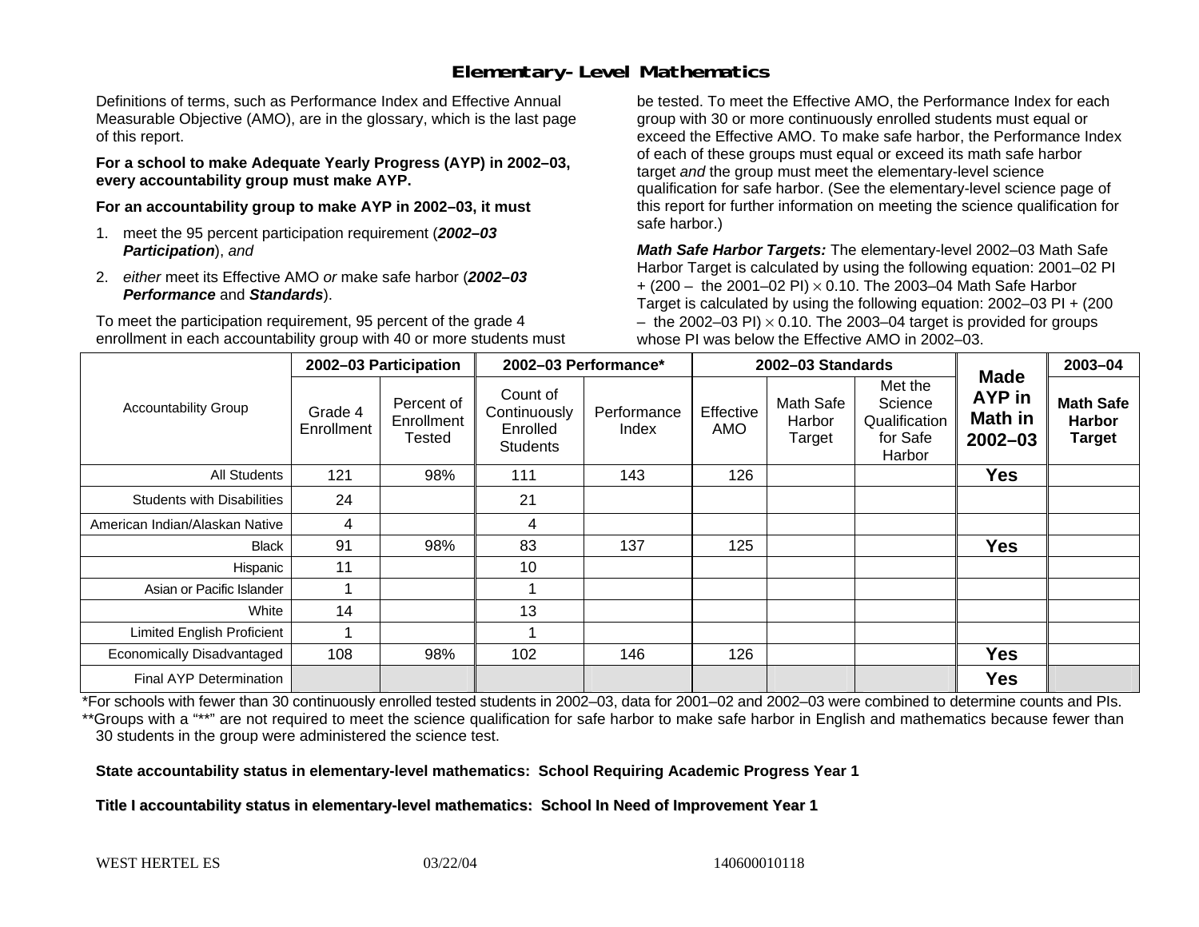# Elementary-Level Mathematics

Definitions of terms, such as Performance Index and Effective Annual Measurable Objective (AMO), are in the glossary, which is the last page of this report.

**For a school to make Adequate Yearly Progress (AYP) in 2002–03, every accountability group must make AYP.**

**For an accountability group to make AYP in 2002–03, it must**

1. meet the 95 percent participation requirement (***2002–03 Participation***), *and*
2. *either* meet its Effective AMO *or* make safe harbor (***2002–03 Performance*** and ***Standards***).

To meet the participation requirement, 95 percent of the grade 4 enrollment in each accountability group with 40 or more students must be tested. To meet the Effective AMO, the Performance Index for each group with 30 or more continuously enrolled students must equal or exceed the Effective AMO. To make safe harbor, the Performance Index of each of these groups must equal or exceed its math safe harbor target *and* the group must meet the elementary-level science qualification for safe harbor. (See the elementary-level science page of this report for further information on meeting the science qualification for safe harbor.)

***Math Safe Harbor Targets:*** The elementary-level 2002–03 Math Safe Harbor Target is calculated by using the following equation: 2001–02 PI + (200 – the 2001–02 PI) $\times$ 0.10. The 2003–04 Math Safe Harbor Target is calculated by using the following equation: 2002–03 PI + (200 – the 2002–03 PI) $\times$ 0.10. The 2003–04 target is provided for groups whose PI was below the Effective AMO in 2002–03.

| Accountability Group | 2002–03 Participation | | 2002–03 Performance* | | 2002–03 Standards | | | Made AYP in Math in 2002–03 | 2003–04 |
|---|---|---|---|---|---|---|---|---|---|
| | Grade 4 Enrollment | Percent of Enrollment Tested | Count of Continuously Enrolled Students | Performance Index | Effective AMO | Math Safe Harbor Target | Met the Science Qualification for Safe Harbor | | Math Safe Harbor Target |
| All Students | 121 | 98% | 111 | 143 | 126 | | | **Yes** | |
| Students with Disabilities | 24 | | 21 | | | | | | |
| American Indian/Alaskan Native | 4 | | 4 | | | | | | |
| Black | 91 | 98% | 83 | 137 | 125 | | | **Yes** | |
| Hispanic | 11 | | 10 | | | | | | |
| Asian or Pacific Islander | 1 | | 1 | | | | | | |
| White | 14 | | 13 | | | | | | |
| Limited English Proficient | 1 | | 1 | | | | | | |
| Economically Disadvantaged | 108 | 98% | 102 | 146 | 126 | | | **Yes** | |
| Final AYP Determination | | | | | | | | **Yes** | |

*For schools with fewer than 30 continuously enrolled tested students in 2002–03, data for 2001–02 and 2002–03 were combined to determine counts and PIs.

**Groups with a "**" are not required to meet the science qualification for safe harbor to make safe harbor in English and mathematics because fewer than 30 students in the group were administered the science test.

**State accountability status in elementary-level mathematics: School Requiring Academic Progress Year 1**

**Title I accountability status in elementary-level mathematics: School In Need of Improvement Year 1**

WEST HERTEL ES 03/22/04 140600010118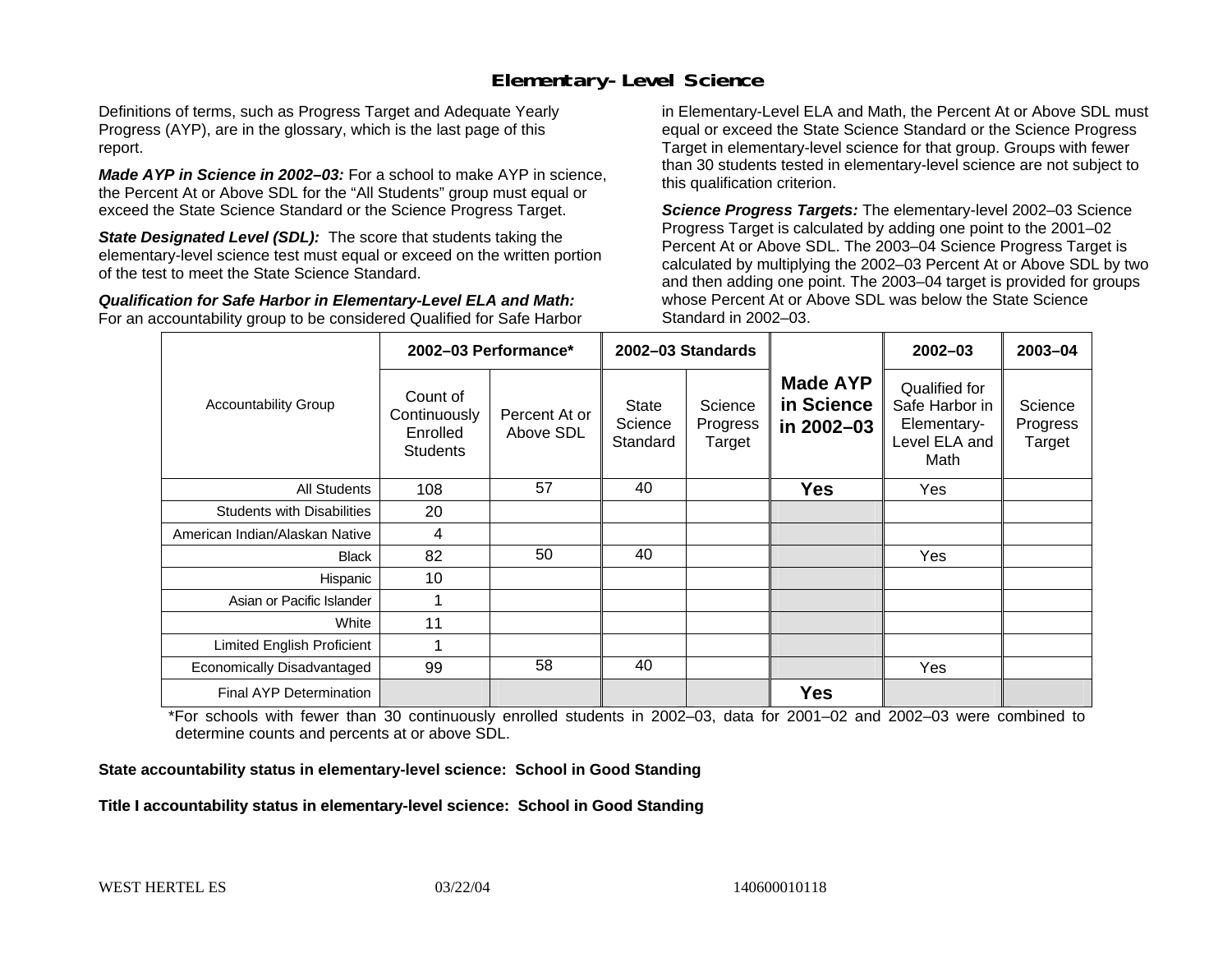# Elementary-Level Science

Definitions of terms, such as Progress Target and Adequate Yearly Progress (AYP), are in the glossary, which is the last page of this report.

***Made AYP in Science in 2002–03:*** For a school to make AYP in science, the Percent At or Above SDL for the "All Students" group must equal or exceed the State Science Standard or the Science Progress Target.

***State Designated Level (SDL):*** The score that students taking the elementary-level science test must equal or exceed on the written portion of the test to meet the State Science Standard.

***Qualification for Safe Harbor in Elementary-Level ELA and Math:*** For an accountability group to be considered Qualified for Safe Harbor in Elementary-Level ELA and Math, the Percent At or Above SDL must equal or exceed the State Science Standard or the Science Progress Target in elementary-level science for that group. Groups with fewer than 30 students tested in elementary-level science are not subject to this qualification criterion.

***Science Progress Targets:*** The elementary-level 2002–03 Science Progress Target is calculated by adding one point to the 2001–02 Percent At or Above SDL. The 2003–04 Science Progress Target is calculated by multiplying the 2002–03 Percent At or Above SDL by two and then adding one point. The 2003–04 target is provided for groups whose Percent At or Above SDL was below the State Science Standard in 2002–03.

| Accountability Group | 2002–03 Performance* | | 2002–03 Standards | | Made AYP in Science in 2002–03 | 2002–03 | 2003–04 |
|---|---|---|---|---|---|---|---|
| | Count of Continuously Enrolled Students | Percent At or Above SDL | State Science Standard | Science Progress Target | | Qualified for Safe Harbor in Elementary-Level ELA and Math | Science Progress Target |
| All Students | 108 | 57 | 40 | | **Yes** | Yes | |
| Students with Disabilities | 20 | | | | | | |
| American Indian/Alaskan Native | 4 | | | | | | |
| Black | 82 | 50 | 40 | | | Yes | |
| Hispanic | 10 | | | | | | |
| Asian or Pacific Islander | 1 | | | | | | |
| White | 11 | | | | | | |
| Limited English Proficient | 1 | | | | | | |
| Economically Disadvantaged | 99 | 58 | 40 | | | Yes | |
| Final AYP Determination | | | | | **Yes** | | |

*For schools with fewer than 30 continuously enrolled students in 2002–03, data for 2001–02 and 2002–03 were combined to determine counts and percents at or above SDL.

**State accountability status in elementary-level science: School in Good Standing**

**Title I accountability status in elementary-level science: School in Good Standing**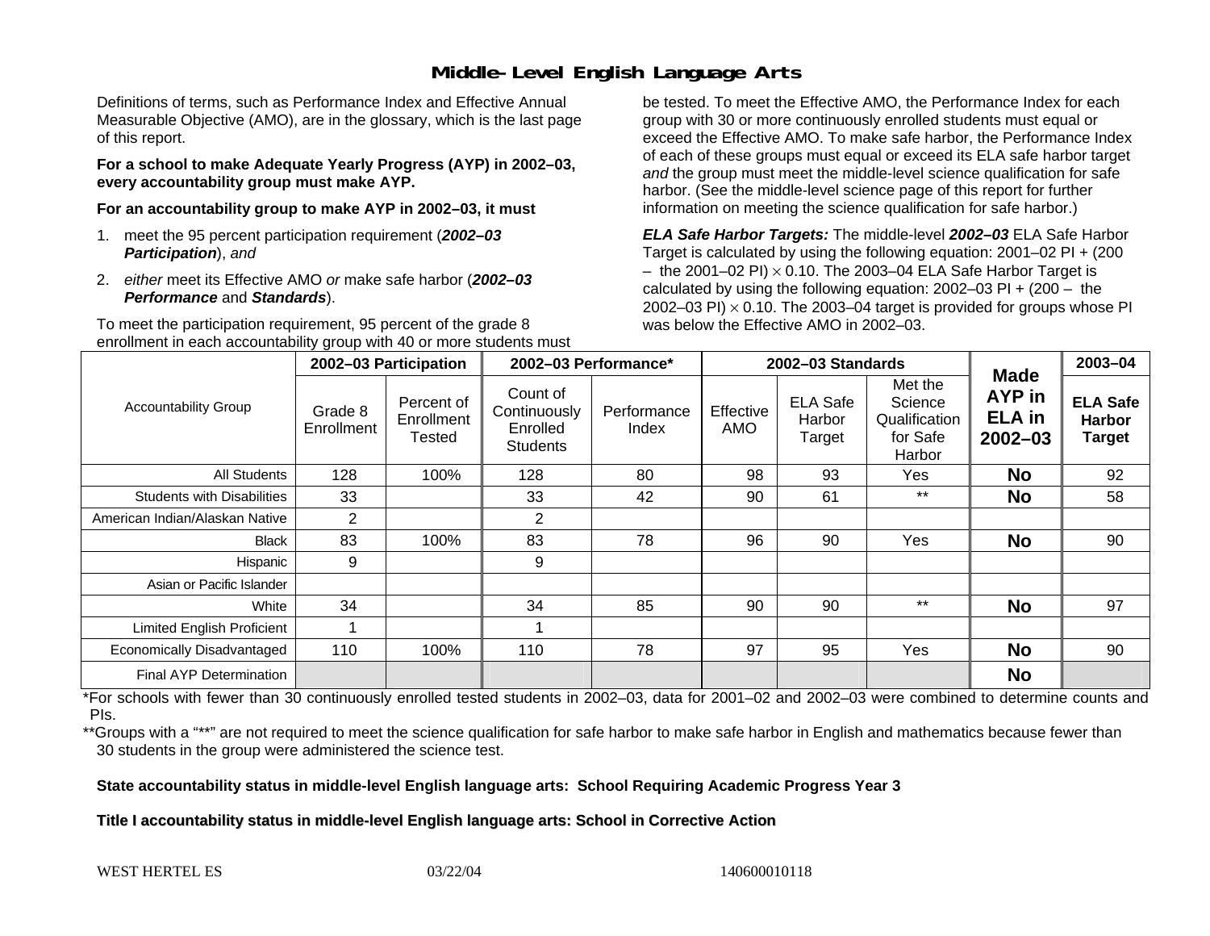# Middle-Level English Language Arts

Definitions of terms, such as Performance Index and Effective Annual Measurable Objective (AMO), are in the glossary, which is the last page of this report.

**For a school to make Adequate Yearly Progress (AYP) in 2002–03, every accountability group must make AYP.**

**For an accountability group to make AYP in 2002–03, it must**

1. meet the 95 percent participation requirement (***2002–03 Participation***), *and*
2. *either* meet its Effective AMO *or* make safe harbor (***2002–03 Performance*** and ***Standards***).

To meet the participation requirement, 95 percent of the grade 8 enrollment in each accountability group with 40 or more students must be tested. To meet the Effective AMO, the Performance Index for each group with 30 or more continuously enrolled students must equal or exceed the Effective AMO. To make safe harbor, the Performance Index of each of these groups must equal or exceed its ELA safe harbor target *and* the group must meet the middle-level science qualification for safe harbor. (See the middle-level science page of this report for further information on meeting the science qualification for safe harbor.)

***ELA Safe Harbor Targets:*** The middle-level ***2002–03*** ELA Safe Harbor Target is calculated by using the following equation: 2001–02 PI + (200 – the 2001–02 PI) $\times$ 0.10. The 2003–04 ELA Safe Harbor Target is calculated by using the following equation: 2002–03 PI + (200 – the 2002–03 PI) $\times$ 0.10. The 2003–04 target is provided for groups whose PI was below the Effective AMO in 2002–03.

| Accountability Group | 2002–03 Participation | | 2002–03 Performance* | | 2002–03 Standards | | | Made AYP in ELA in 2002–03 | 2003–04 |
|---|---|---|---|---|---|---|---|---|---|
| | Grade 8 Enrollment | Percent of Enrollment Tested | Count of Continuously Enrolled Students | Performance Index | Effective AMO | ELA Safe Harbor Target | Met the Science Qualification for Safe Harbor | | ELA Safe Harbor Target |
| All Students | 128 | 100% | 128 | 80 | 98 | 93 | Yes | **No** | 92 |
| Students with Disabilities | 33 | | 33 | 42 | 90 | 61 | ** | **No** | 58 |
| American Indian/Alaskan Native | 2 | | 2 | | | | | | |
| Black | 83 | 100% | 83 | 78 | 96 | 90 | Yes | **No** | 90 |
| Hispanic | 9 | | 9 | | | | | | |
| Asian or Pacific Islander | | | | | | | | | |
| White | 34 | | 34 | 85 | 90 | 90 | ** | **No** | 97 |
| Limited English Proficient | 1 | | 1 | | | | | | |
| Economically Disadvantaged | 110 | 100% | 110 | 78 | 97 | 95 | Yes | **No** | 90 |
| Final AYP Determination | | | | | | | | **No** | |

*For schools with fewer than 30 continuously enrolled tested students in 2002–03, data for 2001–02 and 2002–03 were combined to determine counts and PIs.

**Groups with a "**" are not required to meet the science qualification for safe harbor to make safe harbor in English and mathematics because fewer than 30 students in the group were administered the science test.

**State accountability status in middle-level English language arts: School Requiring Academic Progress Year 3**

**Title I accountability status in middle-level English language arts: School in Corrective Action**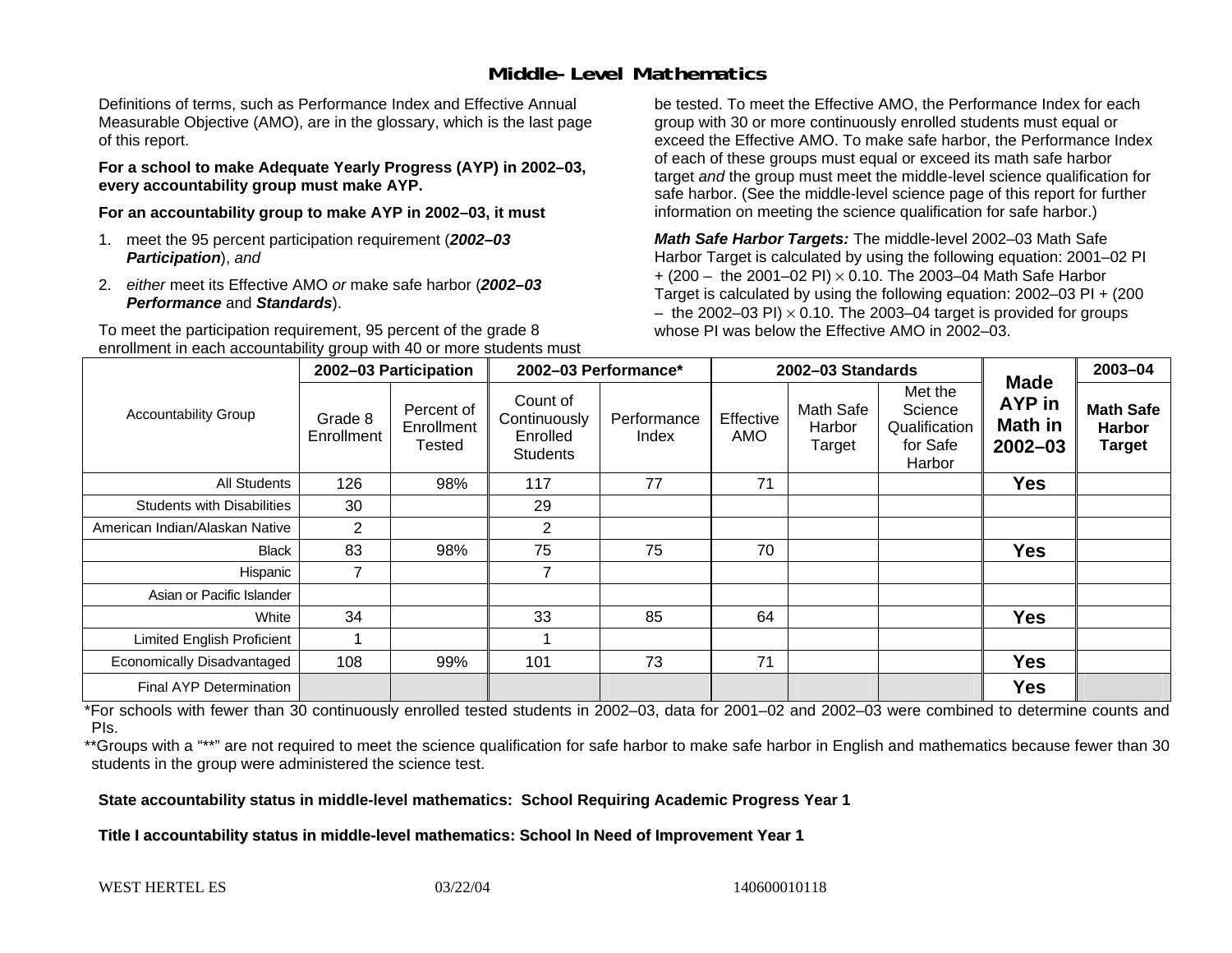## Middle-Level Mathematics

Definitions of terms, such as Performance Index and Effective Annual Measurable Objective (AMO), are in the glossary, which is the last page of this report.

**For a school to make Adequate Yearly Progress (AYP) in 2002–03, every accountability group must make AYP.**

**For an accountability group to make AYP in 2002–03, it must**

1. meet the 95 percent participation requirement (***2002–03 Participation***), *and*
2. *either* meet its Effective AMO *or* make safe harbor (***2002–03 Performance*** and ***Standards***).

To meet the participation requirement, 95 percent of the grade 8 enrollment in each accountability group with 40 or more students must be tested. To meet the Effective AMO, the Performance Index for each group with 30 or more continuously enrolled students must equal or exceed the Effective AMO. To make safe harbor, the Performance Index of each of these groups must equal or exceed its math safe harbor target *and* the group must meet the middle-level science qualification for safe harbor. (See the middle-level science page of this report for further information on meeting the science qualification for safe harbor.)

***Math Safe Harbor Targets:*** The middle-level 2002–03 Math Safe Harbor Target is calculated by using the following equation: 2001–02 PI + (200 – the 2001–02 PI) × 0.10. The 2003–04 Math Safe Harbor Target is calculated by using the following equation: 2002–03 PI + (200 – the 2002–03 PI) × 0.10. The 2003–04 target is provided for groups whose PI was below the Effective AMO in 2002–03.

| Accountability Group | 2002–03 Participation | | 2002–03 Performance* | | 2002–03 Standards | | | Made AYP in Math in 2002–03 | 2003–04 |
|---|---|---|---|---|---|---|---|---|---|
| | Grade 8 Enrollment | Percent of Enrollment Tested | Count of Continuously Enrolled Students | Performance Index | Effective AMO | Math Safe Harbor Target | Met the Science Qualification for Safe Harbor | | Math Safe Harbor Target |
| All Students | 126 | 98% | 117 | 77 | 71 | | | Yes | |
| Students with Disabilities | 30 | | 29 | | | | | | |
| American Indian/Alaskan Native | 2 | | 2 | | | | | | |
| Black | 83 | 98% | 75 | 75 | 70 | | | Yes | |
| Hispanic | 7 | | 7 | | | | | | |
| Asian or Pacific Islander | | | | | | | | | |
| White | 34 | | 33 | 85 | 64 | | | Yes | |
| Limited English Proficient | 1 | | 1 | | | | | | |
| Economically Disadvantaged | 108 | 99% | 101 | 73 | 71 | | | Yes | |
| Final AYP Determination | | | | | | | | Yes | |

*For schools with fewer than 30 continuously enrolled tested students in 2002–03, data for 2001–02 and 2002–03 were combined to determine counts and PIs.

**Groups with a "**" are not required to meet the science qualification for safe harbor to make safe harbor in English and mathematics because fewer than 30 students in the group were administered the science test.

**State accountability status in middle-level mathematics: School Requiring Academic Progress Year 1**

**Title I accountability status in middle-level mathematics: School In Need of Improvement Year 1**

WEST HERTEL ES 03/22/04 140600010118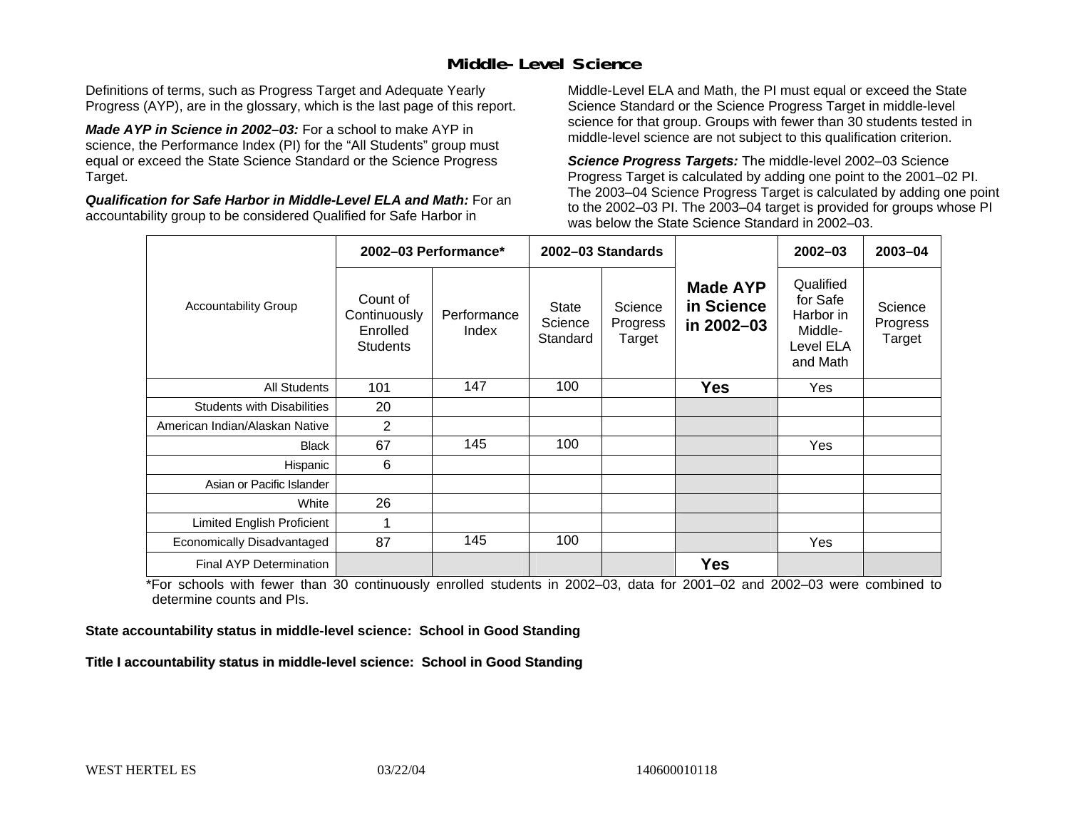## Middle-Level Science

Definitions of terms, such as Progress Target and Adequate Yearly Progress (AYP), are in the glossary, which is the last page of this report.

***Made AYP in Science in 2002–03:*** For a school to make AYP in science, the Performance Index (PI) for the "All Students" group must equal or exceed the State Science Standard or the Science Progress Target.

***Qualification for Safe Harbor in Middle-Level ELA and Math:*** For an accountability group to be considered Qualified for Safe Harbor in Middle-Level ELA and Math, the PI must equal or exceed the State Science Standard or the Science Progress Target in middle-level science for that group. Groups with fewer than 30 students tested in middle-level science are not subject to this qualification criterion.

***Science Progress Targets:*** The middle-level 2002–03 Science Progress Target is calculated by adding one point to the 2001–02 PI. The 2003–04 Science Progress Target is calculated by adding one point to the 2002–03 PI. The 2003–04 target is provided for groups whose PI was below the State Science Standard in 2002–03.

| Accountability Group | 2002–03 Performance* | | 2002–03 Standards | | Made AYP in Science in 2002–03 | 2002–03 | 2003–04 |
|---|---|---|---|---|---|---|---|
| | Count of Continuously Enrolled Students | Performance Index | State Science Standard | Science Progress Target | | Qualified for Safe Harbor in Middle-Level ELA and Math | Science Progress Target |
| All Students | 101 | 147 | 100 | | **Yes** | Yes | |
| Students with Disabilities | 20 | | | | | | |
| American Indian/Alaskan Native | 2 | | | | | | |
| Black | 67 | 145 | 100 | | | Yes | |
| Hispanic | 6 | | | | | | |
| Asian or Pacific Islander | | | | | | | |
| White | 26 | | | | | | |
| Limited English Proficient | 1 | | | | | | |
| Economically Disadvantaged | 87 | 145 | 100 | | | Yes | |
| Final AYP Determination | | | | | **Yes** | | |

*For schools with fewer than 30 continuously enrolled students in 2002–03, data for 2001–02 and 2002–03 were combined to determine counts and PIs.

**State accountability status in middle-level science: School in Good Standing**

**Title I accountability status in middle-level science: School in Good Standing**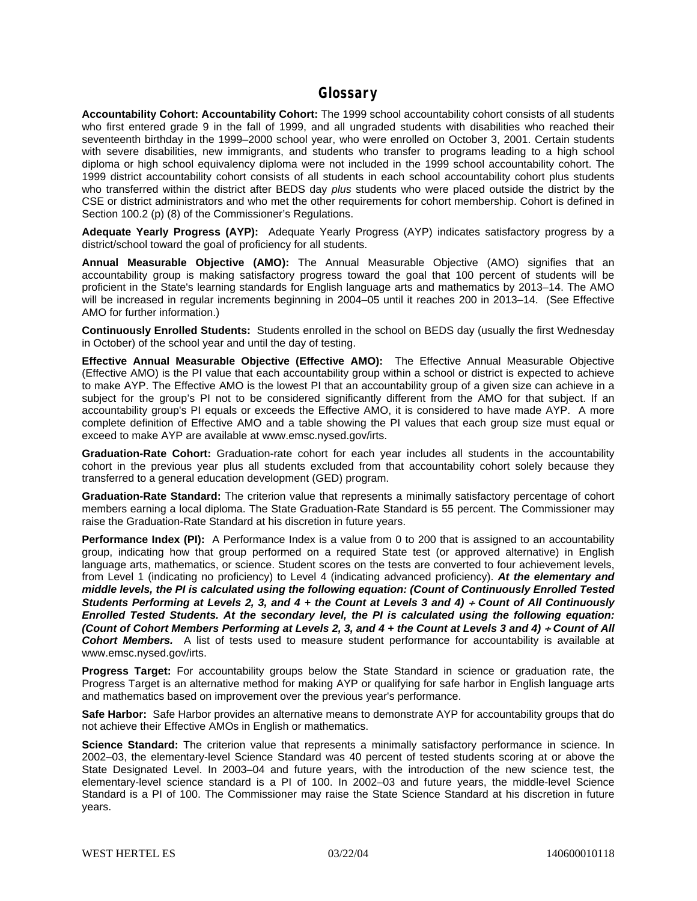## Glossary

**Accountability Cohort: Accountability Cohort:** The 1999 school accountability cohort consists of all students who first entered grade 9 in the fall of 1999, and all ungraded students with disabilities who reached their seventeenth birthday in the 1999–2000 school year, who were enrolled on October 3, 2001. Certain students with severe disabilities, new immigrants, and students who transfer to programs leading to a high school diploma or high school equivalency diploma were not included in the 1999 school accountability cohort. The 1999 district accountability cohort consists of all students in each school accountability cohort plus students who transferred within the district after BEDS day *plus* students who were placed outside the district by the CSE or district administrators and who met the other requirements for cohort membership. Cohort is defined in Section 100.2 (p) (8) of the Commissioner's Regulations.

**Adequate Yearly Progress (AYP):** Adequate Yearly Progress (AYP) indicates satisfactory progress by a district/school toward the goal of proficiency for all students.

**Annual Measurable Objective (AMO):** The Annual Measurable Objective (AMO) signifies that an accountability group is making satisfactory progress toward the goal that 100 percent of students will be proficient in the State's learning standards for English language arts and mathematics by 2013–14. The AMO will be increased in regular increments beginning in 2004–05 until it reaches 200 in 2013–14. (See Effective AMO for further information.)

**Continuously Enrolled Students:** Students enrolled in the school on BEDS day (usually the first Wednesday in October) of the school year and until the day of testing.

**Effective Annual Measurable Objective (Effective AMO):** The Effective Annual Measurable Objective (Effective AMO) is the PI value that each accountability group within a school or district is expected to achieve to make AYP. The Effective AMO is the lowest PI that an accountability group of a given size can achieve in a subject for the group's PI not to be considered significantly different from the AMO for that subject. If an accountability group's PI equals or exceeds the Effective AMO, it is considered to have made AYP. A more complete definition of Effective AMO and a table showing the PI values that each group size must equal or exceed to make AYP are available at www.emsc.nysed.gov/irts.

**Graduation-Rate Cohort:** Graduation-rate cohort for each year includes all students in the accountability cohort in the previous year plus all students excluded from that accountability cohort solely because they transferred to a general education development (GED) program.

**Graduation-Rate Standard:** The criterion value that represents a minimally satisfactory percentage of cohort members earning a local diploma. The State Graduation-Rate Standard is 55 percent. The Commissioner may raise the Graduation-Rate Standard at his discretion in future years.

**Performance Index (PI):** A Performance Index is a value from 0 to 200 that is assigned to an accountability group, indicating how that group performed on a required State test (or approved alternative) in English language arts, mathematics, or science. Student scores on the tests are converted to four achievement levels, from Level 1 (indicating no proficiency) to Level 4 (indicating advanced proficiency). ***At the elementary and middle levels, the PI is calculated using the following equation: (Count of Continuously Enrolled Tested Students Performing at Levels 2, 3, and 4 + the Count at Levels 3 and 4) ÷ Count of All Continuously Enrolled Tested Students. At the secondary level, the PI is calculated using the following equation: (Count of Cohort Members Performing at Levels 2, 3, and 4 + the Count at Levels 3 and 4) ÷ Count of All Cohort Members.*** A list of tests used to measure student performance for accountability is available at www.emsc.nysed.gov/irts.

**Progress Target:** For accountability groups below the State Standard in science or graduation rate, the Progress Target is an alternative method for making AYP or qualifying for safe harbor in English language arts and mathematics based on improvement over the previous year's performance.

**Safe Harbor:** Safe Harbor provides an alternative means to demonstrate AYP for accountability groups that do not achieve their Effective AMOs in English or mathematics.

**Science Standard:** The criterion value that represents a minimally satisfactory performance in science. In 2002–03, the elementary-level Science Standard was 40 percent of tested students scoring at or above the State Designated Level. In 2003–04 and future years, with the introduction of the new science test, the elementary-level science standard is a PI of 100. In 2002–03 and future years, the middle-level Science Standard is a PI of 100. The Commissioner may raise the State Science Standard at his discretion in future years.